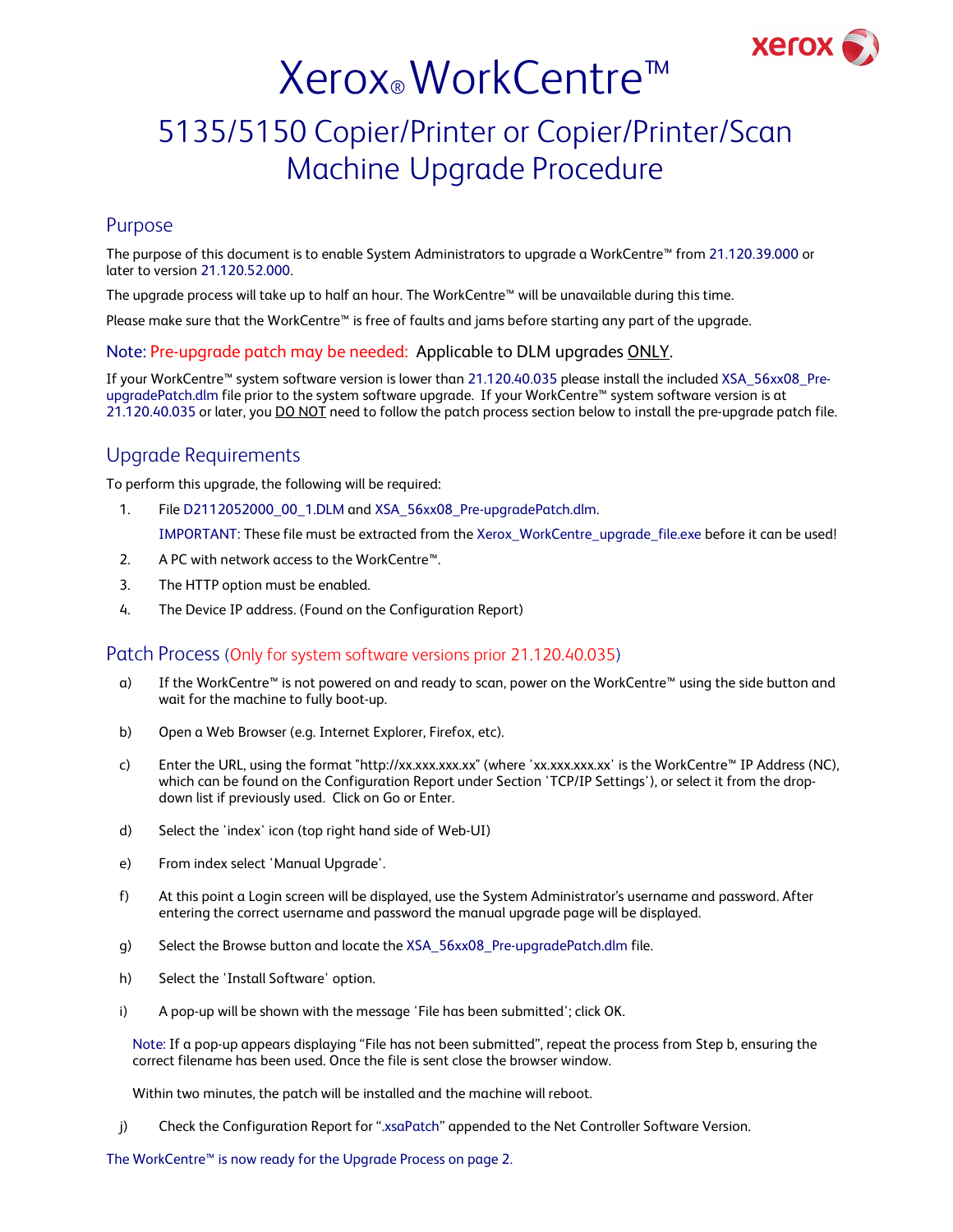# Xerox® WorkCentre™

## 5135/5150 Copier/Printer or Copier/Printer/Scan Machine Upgrade Procedure

### Purpose

The purpose of this document is to enable System Administrators to upgrade a WorkCentre™ from 21.120.39.000 or later to version 21.120.52.000.

The upgrade process will take up to half an hour. The WorkCentre™ will be unavailable during this time.

Please make sure that the WorkCentre™ is free of faults and jams before starting any part of the upgrade.

**Note: Pre-upgrade patch may be needed:** Applicable to DLM upgrades ONLY.

If your WorkCentre™ system software version is lower than 21.120.40.035 please install the included XSA_56xx08_Pre-upgradePatch.dlm file prior to the system software upgrade. If your WorkCentre™ system software version is at 21.120.40.035 or later, you DO NOT need to follow the patch process section below to install the pre-upgrade patch file.

### Upgrade Requirements

To perform this upgrade, the following will be required:

1. File D2112052000_00_1.DLM and XSA_56xx08_Pre-upgradePatch.dlm.

   IMPORTANT: These file must be extracted from the Xerox_WorkCentre_upgrade_file.exe before it can be used!

2. A PC with network access to the WorkCentre™.
3. The HTTP option must be enabled.
4. The Device IP address. (Found on the Configuration Report)

### Patch Process (Only for system software versions prior 21.120.40.035)

a) If the WorkCentre™ is not powered on and ready to scan, power on the WorkCentre™ using the side button and wait for the machine to fully boot-up.

b) Open a Web Browser (e.g. Internet Explorer, Firefox, etc).

c) Enter the URL, using the format "http://xx.xxx.xxx.xx" (where 'xx.xxx.xxx.xx' is the WorkCentre™ IP Address (NC), which can be found on the Configuration Report under Section 'TCP/IP Settings'), or select it from the drop-down list if previously used. Click on Go or Enter.

d) Select the 'index' icon (top right hand side of Web-UI)

e) From index select 'Manual Upgrade'.

f) At this point a Login screen will be displayed, use the System Administrator's username and password. After entering the correct username and password the manual upgrade page will be displayed.

g) Select the Browse button and locate the XSA_56xx08_Pre-upgradePatch.dlm file.

h) Select the 'Install Software' option.

i) A pop-up will be shown with the message 'File has been submitted'; click OK.

   Note: If a pop-up appears displaying "File has not been submitted", repeat the process from Step b, ensuring the correct filename has been used. Once the file is sent close the browser window.

   Within two minutes, the patch will be installed and the machine will reboot.

j) Check the Configuration Report for ".xsaPatch" appended to the Net Controller Software Version.

The WorkCentre™ is now ready for the Upgrade Process on page 2.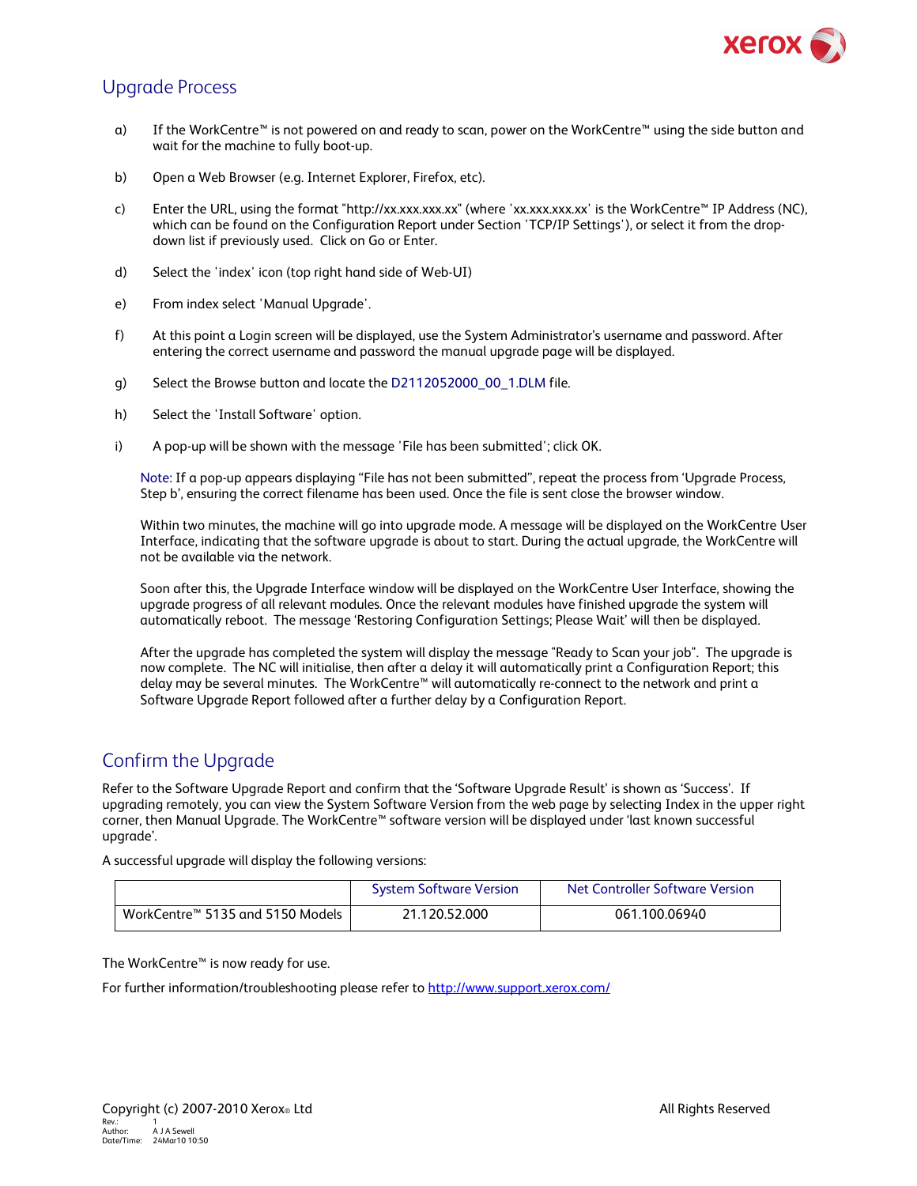## Upgrade Process

a) If the WorkCentre™ is not powered on and ready to scan, power on the WorkCentre™ using the side button and wait for the machine to fully boot-up.

b) Open a Web Browser (e.g. Internet Explorer, Firefox, etc).

c) Enter the URL, using the format "http://xx.xxx.xxx.xx" (where 'xx.xxx.xxx.xx' is the WorkCentre™ IP Address (NC), which can be found on the Configuration Report under Section 'TCP/IP Settings'), or select it from the drop-down list if previously used. Click on Go or Enter.

d) Select the 'index' icon (top right hand side of Web-UI)

e) From index select 'Manual Upgrade'.

f) At this point a Login screen will be displayed, use the System Administrator's username and password. After entering the correct username and password the manual upgrade page will be displayed.

g) Select the Browse button and locate the D2112052000_00_1.DLM file.

h) Select the 'Install Software' option.

i) A pop-up will be shown with the message 'File has been submitted'; click OK.

Note: If a pop-up appears displaying "File has not been submitted", repeat the process from 'Upgrade Process, Step b', ensuring the correct filename has been used. Once the file is sent close the browser window.

Within two minutes, the machine will go into upgrade mode. A message will be displayed on the WorkCentre User Interface, indicating that the software upgrade is about to start. During the actual upgrade, the WorkCentre will not be available via the network.

Soon after this, the Upgrade Interface window will be displayed on the WorkCentre User Interface, showing the upgrade progress of all relevant modules. Once the relevant modules have finished upgrade the system will automatically reboot. The message 'Restoring Configuration Settings; Please Wait' will then be displayed.

After the upgrade has completed the system will display the message "Ready to Scan your job". The upgrade is now complete. The NC will initialise, then after a delay it will automatically print a Configuration Report; this delay may be several minutes. The WorkCentre™ will automatically re-connect to the network and print a Software Upgrade Report followed after a further delay by a Configuration Report.

## Confirm the Upgrade

Refer to the Software Upgrade Report and confirm that the 'Software Upgrade Result' is shown as 'Success'. If upgrading remotely, you can view the System Software Version from the web page by selecting Index in the upper right corner, then Manual Upgrade. The WorkCentre™ software version will be displayed under 'last known successful upgrade'.

A successful upgrade will display the following versions:

| | System Software Version | Net Controller Software Version |
|---|---|---|
| WorkCentre™ 5135 and 5150 Models | 21.120.52.000 | 061.100.06940 |

The WorkCentre™ is now ready for use.

For further information/troubleshooting please refer to http://www.support.xerox.com/

Copyright (c) 2007-2010 Xerox® Ltd All Rights Reserved

Rev.: 1
Author: A J A Sewell
Date/Time: 24Mar10 10:50